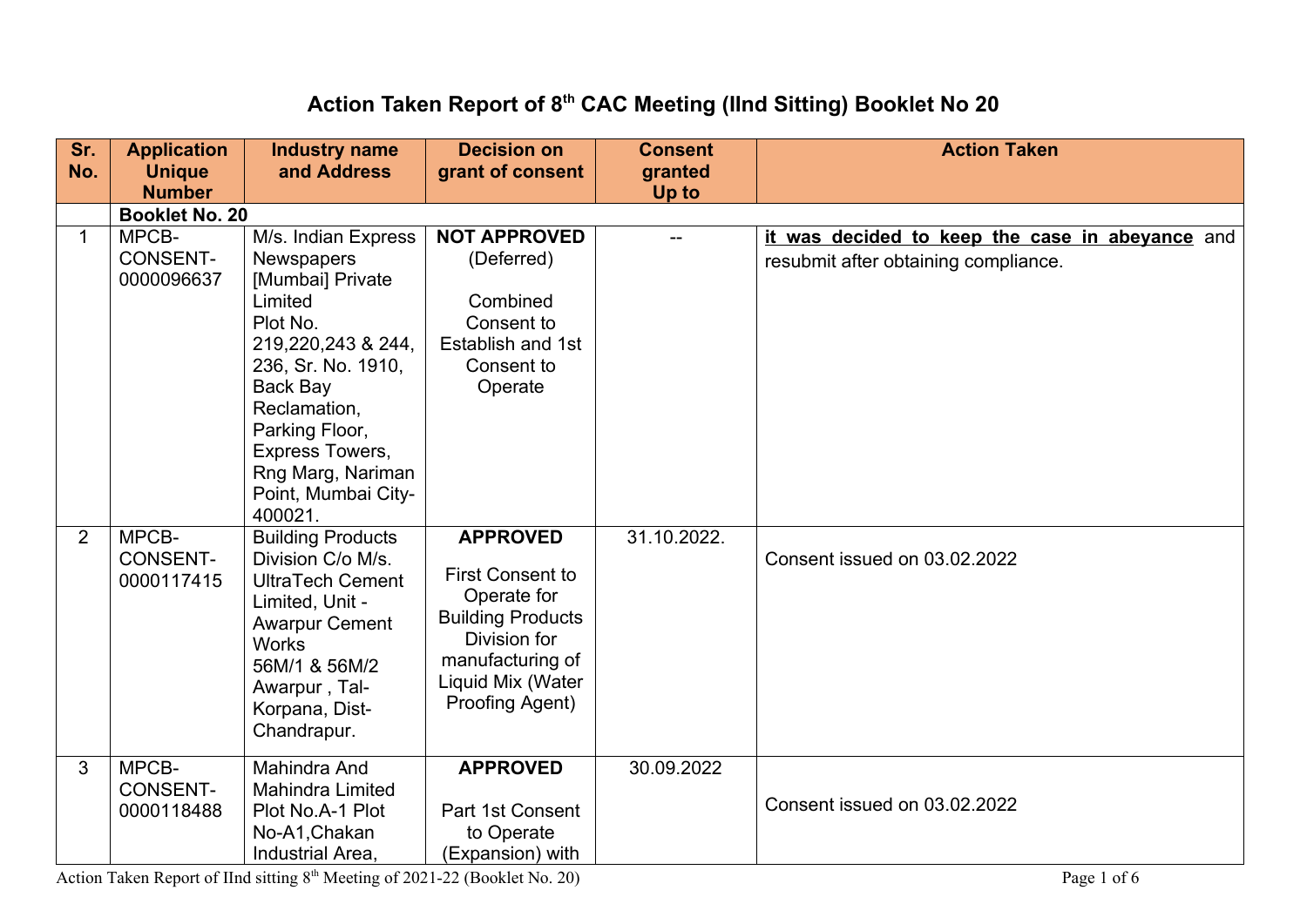# Action Taken Report of 8th CAC Meeting (IInd Sitting) Booklet No 20

| Sr. No. | Application Unique Number | Industry name and Address | Decision on grant of consent | Consent granted Up to | Action Taken |
|---|---|---|---|---|---|
| | **Booklet No. 20** | | | | |
| 1 | MPCB-CONSENT-0000096637 | M/s. Indian Express Newspapers [Mumbai] Private Limited Plot No. 219,220,243 & 244, 236, Sr. No. 1910, Back Bay Reclamation, Parking Floor, Express Towers, Rng Marg, Nariman Point, Mumbai City-400021. | **NOT APPROVED** (Deferred) Combined Consent to Establish and 1st Consent to Operate | -- | **it was decided to keep the case in abeyance** and resubmit after obtaining compliance. |
| 2 | MPCB-CONSENT-0000117415 | Building Products Division C/o M/s. UltraTech Cement Limited, Unit - Awarpur Cement Works 56M/1 & 56M/2 Awarpur , Tal-Korpana, Dist-Chandrapur. | **APPROVED** First Consent to Operate for Building Products Division for manufacturing of Liquid Mix (Water Proofing Agent) | 31.10.2022. | Consent issued on 03.02.2022 |
| 3 | MPCB-CONSENT-0000118488 | Mahindra And Mahindra Limited Plot No.A-1 Plot No-A1,Chakan Industrial Area, | **APPROVED** Part 1st Consent to Operate (Expansion) with | 30.09.2022 | Consent issued on 03.02.2022 |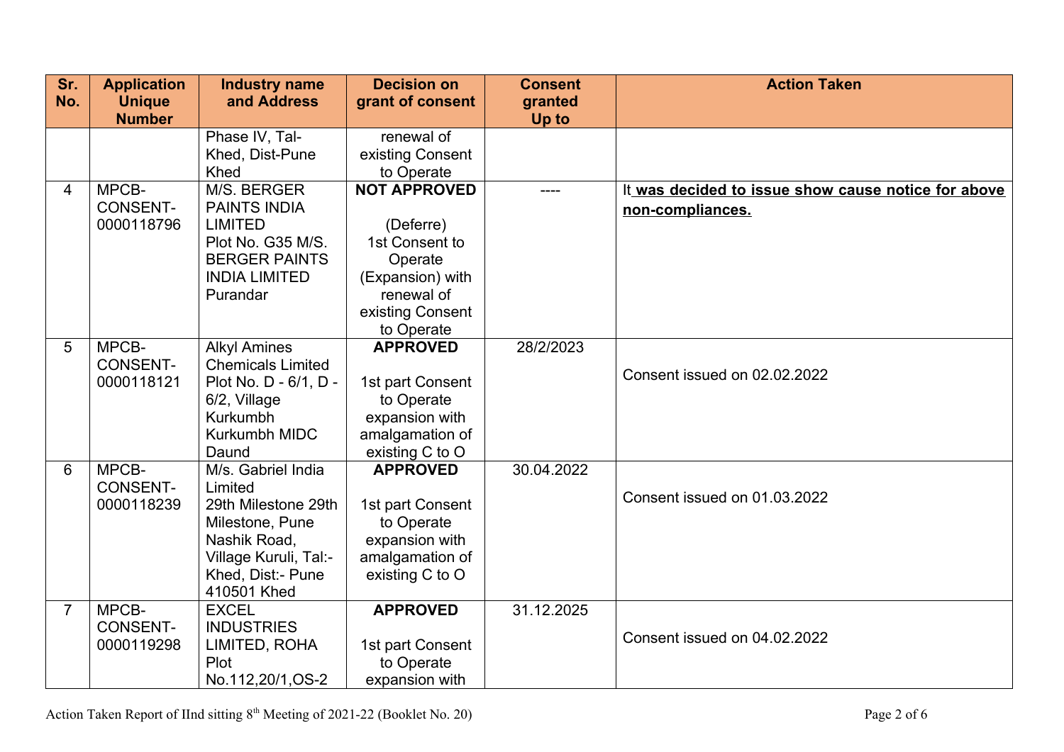| Sr. No. | Application Unique Number | Industry name and Address | Decision on grant of consent | Consent granted Up to | Action Taken |
|---|---|---|---|---|---|
| | | Phase IV, Tal-Khed, Dist-Pune Khed | renewal of existing Consent to Operate | | |
| 4 | MPCB-CONSENT-0000118796 | M/S. BERGER PAINTS INDIA LIMITED Plot No. G35 M/S. BERGER PAINTS INDIA LIMITED Purandar | **NOT APPROVED** (Deferre) 1st Consent to Operate (Expansion) with renewal of existing Consent to Operate | ---- | It **was decided to issue show cause notice for above non-compliances.** |
| 5 | MPCB-CONSENT-0000118121 | Alkyl Amines Chemicals Limited Plot No. D - 6/1, D - 6/2, Village Kurkumbh Kurkumbh MIDC Daund | **APPROVED** 1st part Consent to Operate expansion with amalgamation of existing C to O | 28/2/2023 | Consent issued on 02.02.2022 |
| 6 | MPCB-CONSENT-0000118239 | M/s. Gabriel India Limited 29th Milestone 29th Milestone, Pune Nashik Road, Village Kuruli, Tal:- Khed, Dist:- Pune 410501 Khed | **APPROVED** 1st part Consent to Operate expansion with amalgamation of existing C to O | 30.04.2022 | Consent issued on 01.03.2022 |
| 7 | MPCB-CONSENT-0000119298 | EXCEL INDUSTRIES LIMITED, ROHA Plot No.112,20/1,OS-2 | **APPROVED** 1st part Consent to Operate expansion with | 31.12.2025 | Consent issued on 04.02.2022 |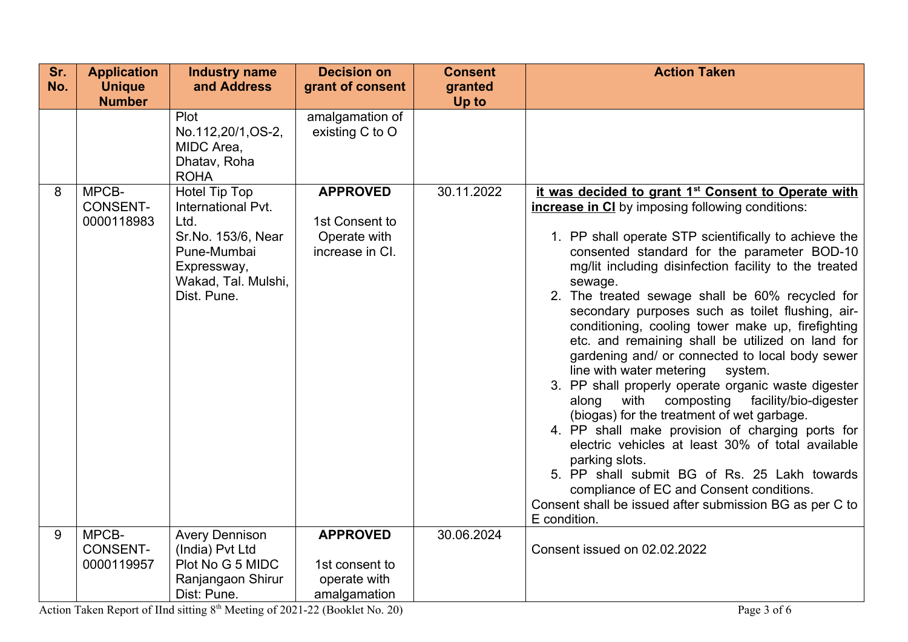| Sr. No. | Application Unique Number | Industry name and Address | Decision on grant of consent | Consent granted Up to | Action Taken |
|---|---|---|---|---|---|
| | | Plot No.112,20/1,OS-2, MIDC Area, Dhatav, Roha ROHA | amalgamation of existing C to O | | |
| 8 | MPCB-CONSENT-0000118983 | Hotel Tip Top International Pvt. Ltd. Sr.No. 153/6, Near Pune-Mumbai Expressway, Wakad, Tal. Mulshi, Dist. Pune. | **APPROVED** 1st Consent to Operate with increase in CI. | 30.11.2022 | **it was decided to grant 1st Consent to Operate with increase in CI** by imposing following conditions: 1. PP shall operate STP scientifically to achieve the consented standard for the parameter BOD-10 mg/lit including disinfection facility to the treated sewage. 2. The treated sewage shall be 60% recycled for secondary purposes such as toilet flushing, air-conditioning, cooling tower make up, firefighting etc. and remaining shall be utilized on land for gardening and/ or connected to local body sewer line with water metering system. 3. PP shall properly operate organic waste digester along with composting facility/bio-digester (biogas) for the treatment of wet garbage. 4. PP shall make provision of charging ports for electric vehicles at least 30% of total available parking slots. 5. PP shall submit BG of Rs. 25 Lakh towards compliance of EC and Consent conditions. Consent shall be issued after submission BG as per C to E condition. |
| 9 | MPCB-CONSENT-0000119957 | Avery Dennison (India) Pvt Ltd Plot No G 5 MIDC Ranjangaon Shirur Dist: Pune. | **APPROVED** 1st consent to operate with amalgamation | 30.06.2024 | Consent issued on 02.02.2022 |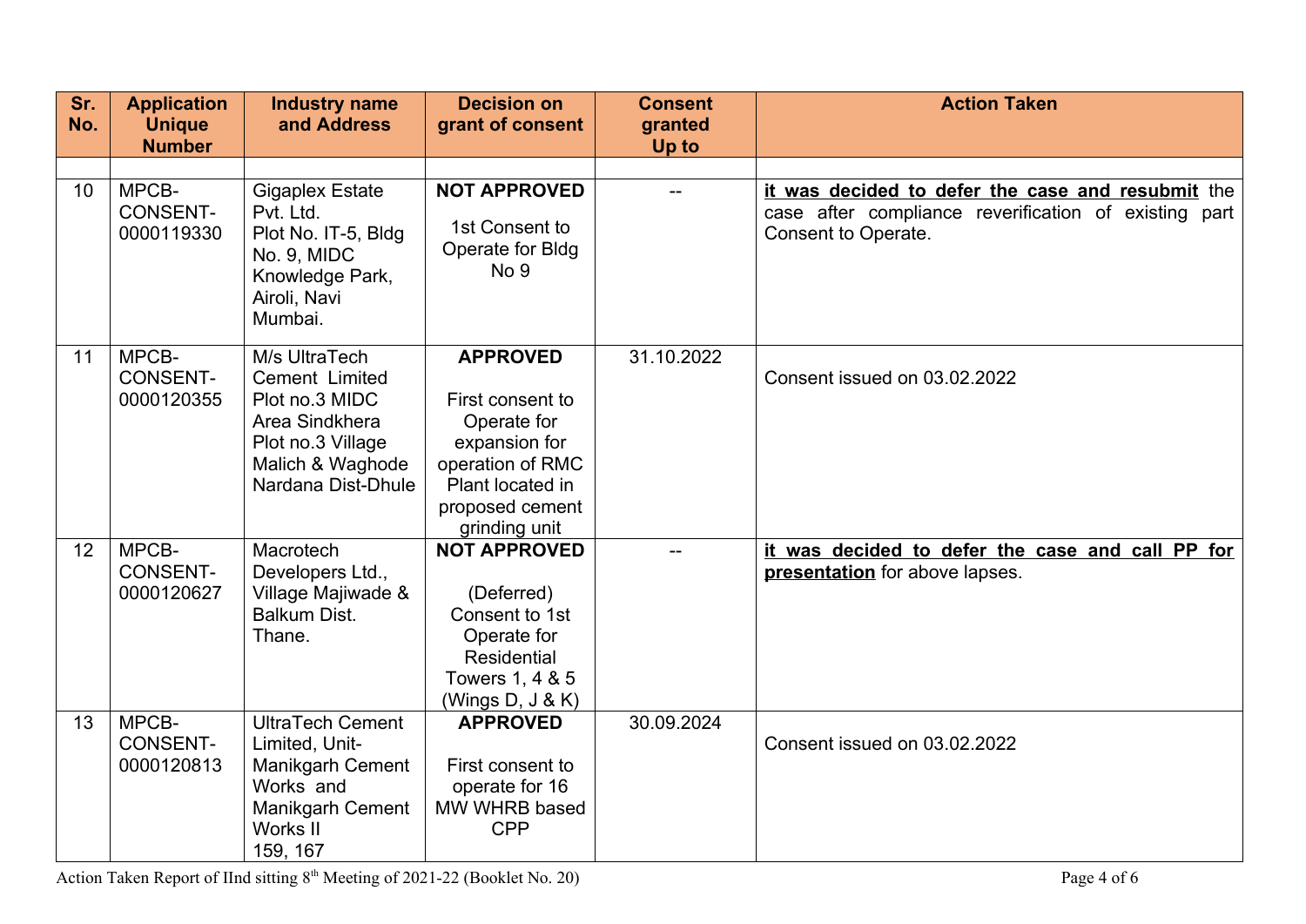| Sr. No. | Application Unique Number | Industry name and Address | Decision on grant of consent | Consent granted Up to | Action Taken |
|---|---|---|---|---|---|
| | | | | | |
| 10 | MPCB-CONSENT-0000119330 | Gigaplex Estate Pvt. Ltd. Plot No. IT-5, Bldg No. 9, MIDC Knowledge Park, Airoli, Navi Mumbai. | **NOT APPROVED** 1st Consent to Operate for Bldg No 9 | -- | **it was decided to defer the case and resubmit** the case after compliance reverification of existing part Consent to Operate. |
| 11 | MPCB-CONSENT-0000120355 | M/s UltraTech Cement Limited Plot no.3 MIDC Area Sindkhera Plot no.3 Village Malich & Waghode Nardana Dist-Dhule | **APPROVED** First consent to Operate for expansion for operation of RMC Plant located in proposed cement grinding unit | 31.10.2022 | Consent issued on 03.02.2022 |
| 12 | MPCB-CONSENT-0000120627 | Macrotech Developers Ltd., Village Majiwade & Balkum Dist. Thane. | **NOT APPROVED** (Deferred) Consent to 1st Operate for Residential Towers 1, 4 & 5 (Wings D, J & K) | -- | **it was decided to defer the case and call PP for presentation** for above lapses. |
| 13 | MPCB-CONSENT-0000120813 | UltraTech Cement Limited, Unit-Manikgarh Cement Works and Manikgarh Cement Works II 159, 167 | **APPROVED** First consent to operate for 16 MW WHRB based CPP | 30.09.2024 | Consent issued on 03.02.2022 |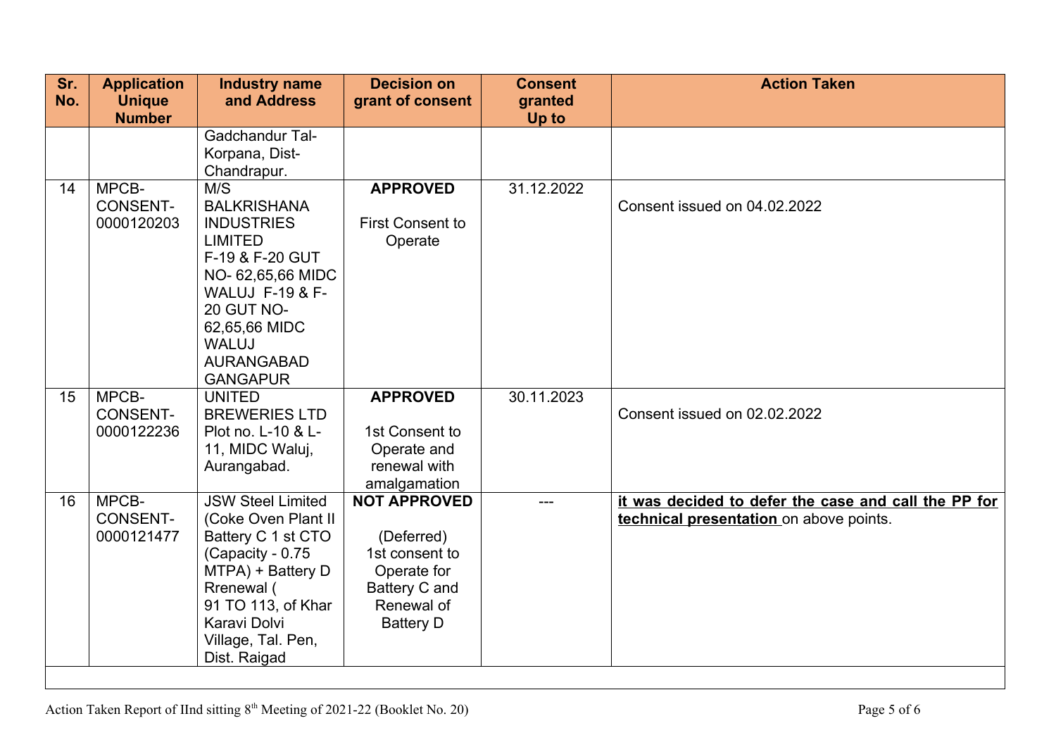| Sr. No. | Application Unique Number | Industry name and Address | Decision on grant of consent | Consent granted Up to | Action Taken |
|---|---|---|---|---|---|
| | | Gadchandur Tal-Korpana, Dist-Chandrapur. | | | |
| 14 | MPCB-CONSENT-0000120203 | M/S BALKRISHANA INDUSTRIES LIMITED F-19 & F-20 GUT NO- 62,65,66 MIDC WALUJ F-19 & F-20 GUT NO-62,65,66 MIDC WALUJ AURANGABAD GANGAPUR | **APPROVED** First Consent to Operate | 31.12.2022 | Consent issued on 04.02.2022 |
| 15 | MPCB-CONSENT-0000122236 | UNITED BREWERIES LTD Plot no. L-10 & L-11, MIDC Waluj, Aurangabad. | **APPROVED** 1st Consent to Operate and renewal with amalgamation | 30.11.2023 | Consent issued on 02.02.2022 |
| 16 | MPCB-CONSENT-0000121477 | JSW Steel Limited (Coke Oven Plant II Battery C 1 st CTO (Capacity - 0.75 MTPA) + Battery D Rrenewal ( 91 TO 113, of Khar Karavi Dolvi Village, Tal. Pen, Dist. Raigad | **NOT APPROVED** (Deferred) 1st consent to Operate for Battery C and Renewal of Battery D | --- | **it was decided to defer the case and call the PP for technical presentation** on above points. |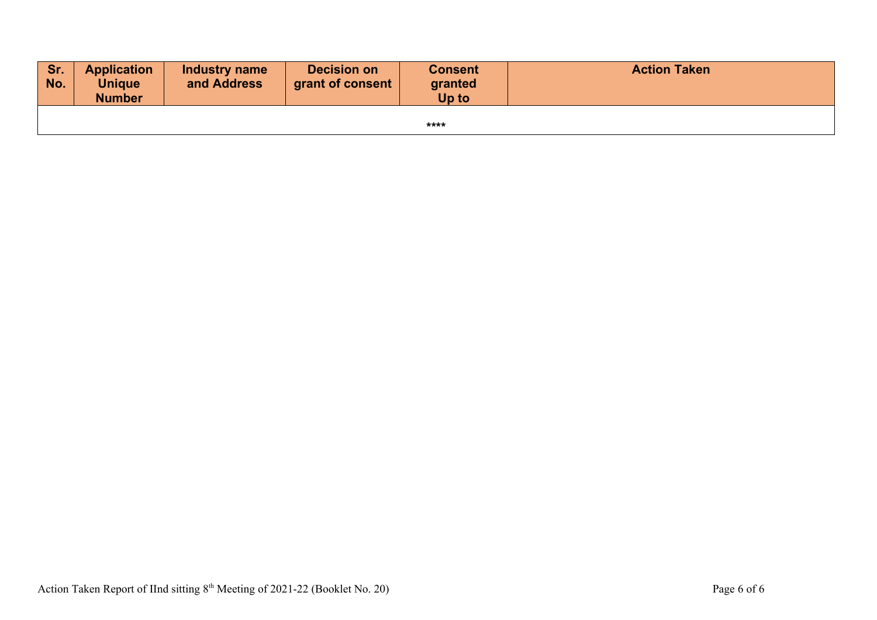| Sr. No. | Application Unique Number | Industry name and Address | Decision on grant of consent | Consent granted Up to | Action Taken |
|---|---|---|---|---|---|

****